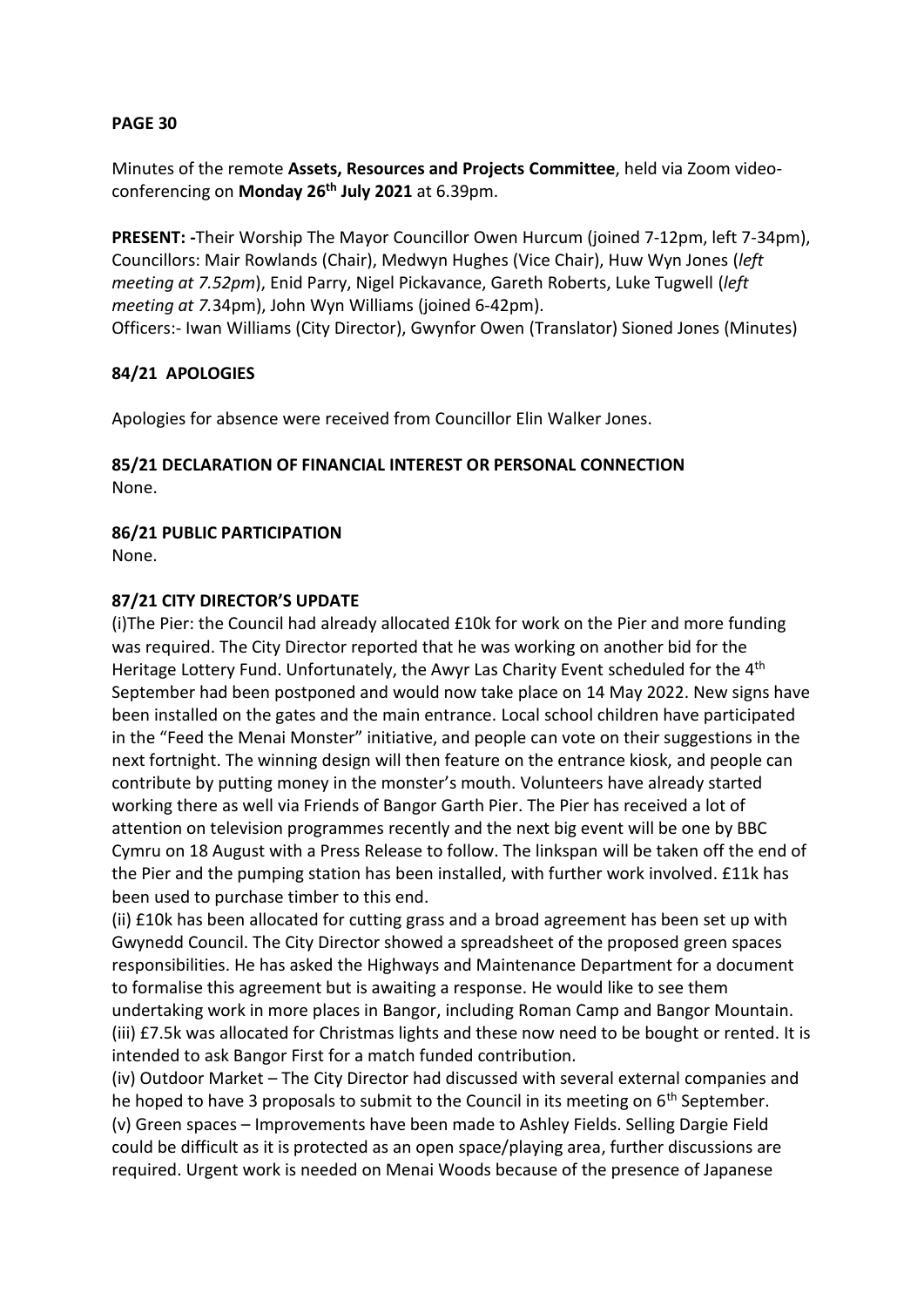**PAGE 30**

Minutes of the remote **Assets, Resources and Projects Committee**, held via Zoom video-conferencing on **Monday 26th July 2021** at 6.39pm.

**PRESENT: -**Their Worship The Mayor Councillor Owen Hurcum (joined 7-12pm, left 7-34pm), Councillors: Mair Rowlands (Chair), Medwyn Hughes (Vice Chair), Huw Wyn Jones (*left meeting at 7.52pm*), Enid Parry, Nigel Pickavance, Gareth Roberts, Luke Tugwell (*left meeting at 7.*34pm), John Wyn Williams (joined 6-42pm).
Officers:- Iwan Williams (City Director), Gwynfor Owen (Translator) Sioned Jones (Minutes)

**84/21 APOLOGIES**

Apologies for absence were received from Councillor Elin Walker Jones.

**85/21 DECLARATION OF FINANCIAL INTEREST OR PERSONAL CONNECTION**
None.

**86/21 PUBLIC PARTICIPATION**
None.

**87/21 CITY DIRECTOR'S UPDATE**
(i)The Pier: the Council had already allocated £10k for work on the Pier and more funding was required. The City Director reported that he was working on another bid for the Heritage Lottery Fund. Unfortunately, the Awyr Las Charity Event scheduled for the 4th September had been postponed and would now take place on 14 May 2022. New signs have been installed on the gates and the main entrance. Local school children have participated in the "Feed the Menai Monster" initiative, and people can vote on their suggestions in the next fortnight. The winning design will then feature on the entrance kiosk, and people can contribute by putting money in the monster's mouth. Volunteers have already started working there as well via Friends of Bangor Garth Pier. The Pier has received a lot of attention on television programmes recently and the next big event will be one by BBC Cymru on 18 August with a Press Release to follow. The linkspan will be taken off the end of the Pier and the pumping station has been installed, with further work involved. £11k has been used to purchase timber to this end.
(ii) £10k has been allocated for cutting grass and a broad agreement has been set up with Gwynedd Council. The City Director showed a spreadsheet of the proposed green spaces responsibilities. He has asked the Highways and Maintenance Department for a document to formalise this agreement but is awaiting a response. He would like to see them undertaking work in more places in Bangor, including Roman Camp and Bangor Mountain.
(iii) £7.5k was allocated for Christmas lights and these now need to be bought or rented. It is intended to ask Bangor First for a match funded contribution.
(iv) Outdoor Market – The City Director had discussed with several external companies and he hoped to have 3 proposals to submit to the Council in its meeting on 6th September.
(v) Green spaces – Improvements have been made to Ashley Fields. Selling Dargie Field could be difficult as it is protected as an open space/playing area, further discussions are required. Urgent work is needed on Menai Woods because of the presence of Japanese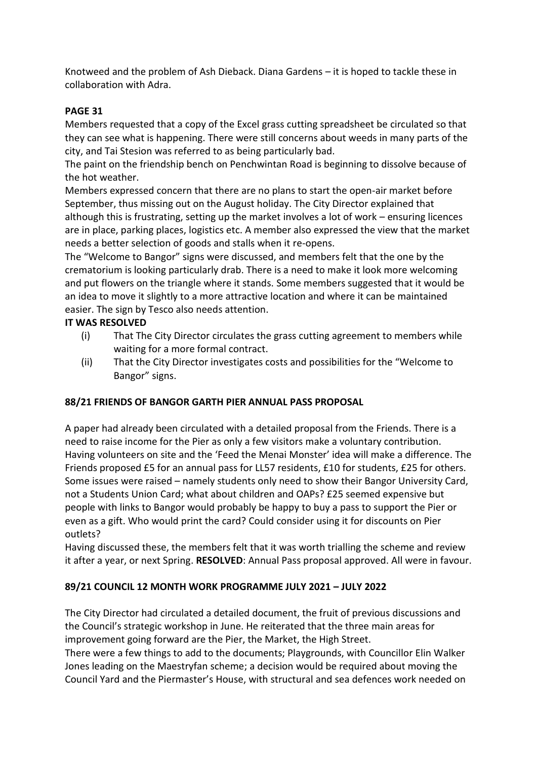Knotweed and the problem of Ash Dieback. Diana Gardens – it is hoped to tackle these in collaboration with Adra.

**PAGE 31**

Members requested that a copy of the Excel grass cutting spreadsheet be circulated so that they can see what is happening. There were still concerns about weeds in many parts of the city, and Tai Stesion was referred to as being particularly bad.

The paint on the friendship bench on Penchwintan Road is beginning to dissolve because of the hot weather.

Members expressed concern that there are no plans to start the open-air market before September, thus missing out on the August holiday. The City Director explained that although this is frustrating, setting up the market involves a lot of work – ensuring licences are in place, parking places, logistics etc. A member also expressed the view that the market needs a better selection of goods and stalls when it re-opens.

The "Welcome to Bangor" signs were discussed, and members felt that the one by the crematorium is looking particularly drab. There is a need to make it look more welcoming and put flowers on the triangle where it stands. Some members suggested that it would be an idea to move it slightly to a more attractive location and where it can be maintained easier. The sign by Tesco also needs attention.

**IT WAS RESOLVED**

- (i) That The City Director circulates the grass cutting agreement to members while waiting for a more formal contract.
- (ii) That the City Director investigates costs and possibilities for the "Welcome to Bangor" signs.

**88/21 FRIENDS OF BANGOR GARTH PIER ANNUAL PASS PROPOSAL**

A paper had already been circulated with a detailed proposal from the Friends. There is a need to raise income for the Pier as only a few visitors make a voluntary contribution. Having volunteers on site and the 'Feed the Menai Monster' idea will make a difference. The Friends proposed £5 for an annual pass for LL57 residents, £10 for students, £25 for others. Some issues were raised – namely students only need to show their Bangor University Card, not a Students Union Card; what about children and OAPs? £25 seemed expensive but people with links to Bangor would probably be happy to buy a pass to support the Pier or even as a gift. Who would print the card? Could consider using it for discounts on Pier outlets?

Having discussed these, the members felt that it was worth trialling the scheme and review it after a year, or next Spring. **RESOLVED**: Annual Pass proposal approved. All were in favour.

**89/21 COUNCIL 12 MONTH WORK PROGRAMME JULY 2021 – JULY 2022**

The City Director had circulated a detailed document, the fruit of previous discussions and the Council's strategic workshop in June. He reiterated that the three main areas for improvement going forward are the Pier, the Market, the High Street.

There were a few things to add to the documents; Playgrounds, with Councillor Elin Walker Jones leading on the Maestryfan scheme; a decision would be required about moving the Council Yard and the Piermaster's House, with structural and sea defences work needed on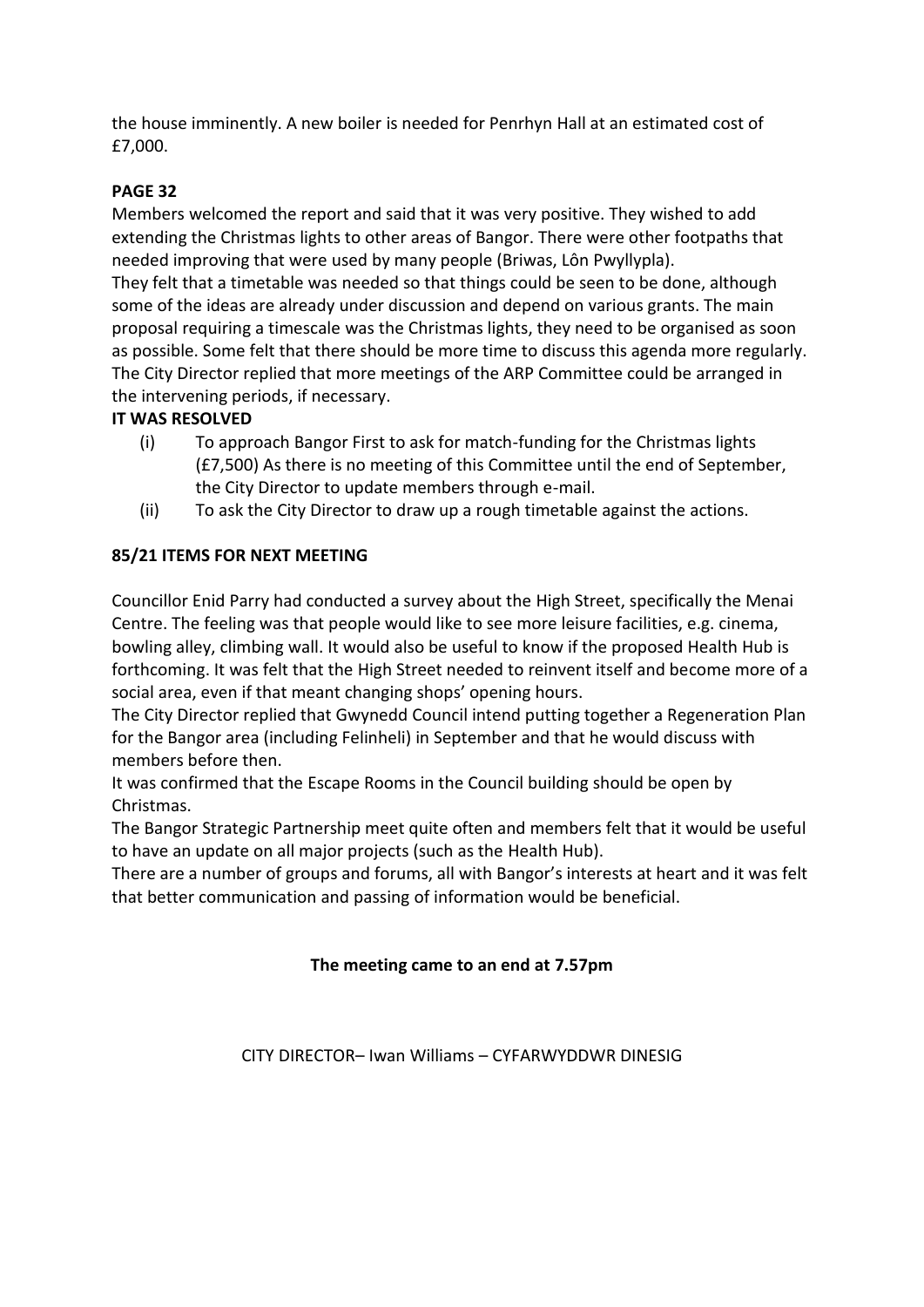the house imminently. A new boiler is needed for Penrhyn Hall at an estimated cost of £7,000.

**PAGE 32**

Members welcomed the report and said that it was very positive. They wished to add extending the Christmas lights to other areas of Bangor. There were other footpaths that needed improving that were used by many people (Briwas, Lôn Pwyllypla).

They felt that a timetable was needed so that things could be seen to be done, although some of the ideas are already under discussion and depend on various grants. The main proposal requiring a timescale was the Christmas lights, they need to be organised as soon as possible. Some felt that there should be more time to discuss this agenda more regularly. The City Director replied that more meetings of the ARP Committee could be arranged in the intervening periods, if necessary.

**IT WAS RESOLVED**

(i) To approach Bangor First to ask for match-funding for the Christmas lights (£7,500) As there is no meeting of this Committee until the end of September, the City Director to update members through e-mail.

(ii) To ask the City Director to draw up a rough timetable against the actions.

**85/21 ITEMS FOR NEXT MEETING**

Councillor Enid Parry had conducted a survey about the High Street, specifically the Menai Centre. The feeling was that people would like to see more leisure facilities, e.g. cinema, bowling alley, climbing wall. It would also be useful to know if the proposed Health Hub is forthcoming. It was felt that the High Street needed to reinvent itself and become more of a social area, even if that meant changing shops' opening hours.

The City Director replied that Gwynedd Council intend putting together a Regeneration Plan for the Bangor area (including Felinheli) in September and that he would discuss with members before then.

It was confirmed that the Escape Rooms in the Council building should be open by Christmas.

The Bangor Strategic Partnership meet quite often and members felt that it would be useful to have an update on all major projects (such as the Health Hub).

There are a number of groups and forums, all with Bangor's interests at heart and it was felt that better communication and passing of information would be beneficial.

**The meeting came to an end at 7.57pm**

CITY DIRECTOR– Iwan Williams – CYFARWYDDWR DINESIG